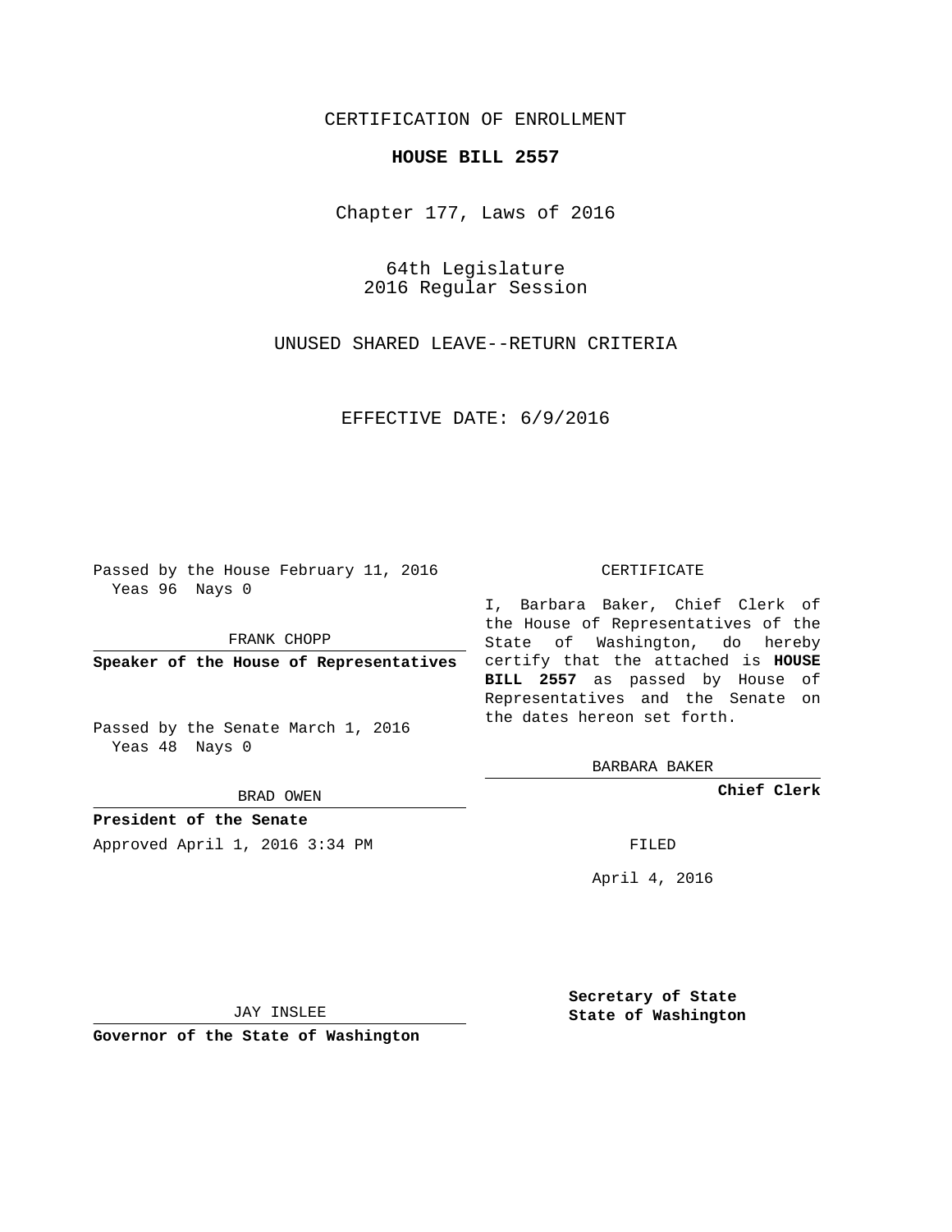CERTIFICATION OF ENROLLMENT

**HOUSE BILL 2557**

Chapter 177, Laws of 2016

64th Legislature
2016 Regular Session

UNUSED SHARED LEAVE--RETURN CRITERIA

EFFECTIVE DATE: 6/9/2016

Passed by the House February 11, 2016
Yeas 96 Nays 0

FRANK CHOPP

**Speaker of the House of Representatives**

Passed by the Senate March 1, 2016
Yeas 48 Nays 0

BRAD OWEN

**President of the Senate**

Approved April 1, 2016 3:34 PM

JAY INSLEE

**Governor of the State of Washington**

CERTIFICATE

I, Barbara Baker, Chief Clerk of the House of Representatives of the State of Washington, do hereby certify that the attached is **HOUSE BILL 2557** as passed by House of Representatives and the Senate on the dates hereon set forth.

BARBARA BAKER

**Chief Clerk**

FILED

April 4, 2016

**Secretary of State**
**State of Washington**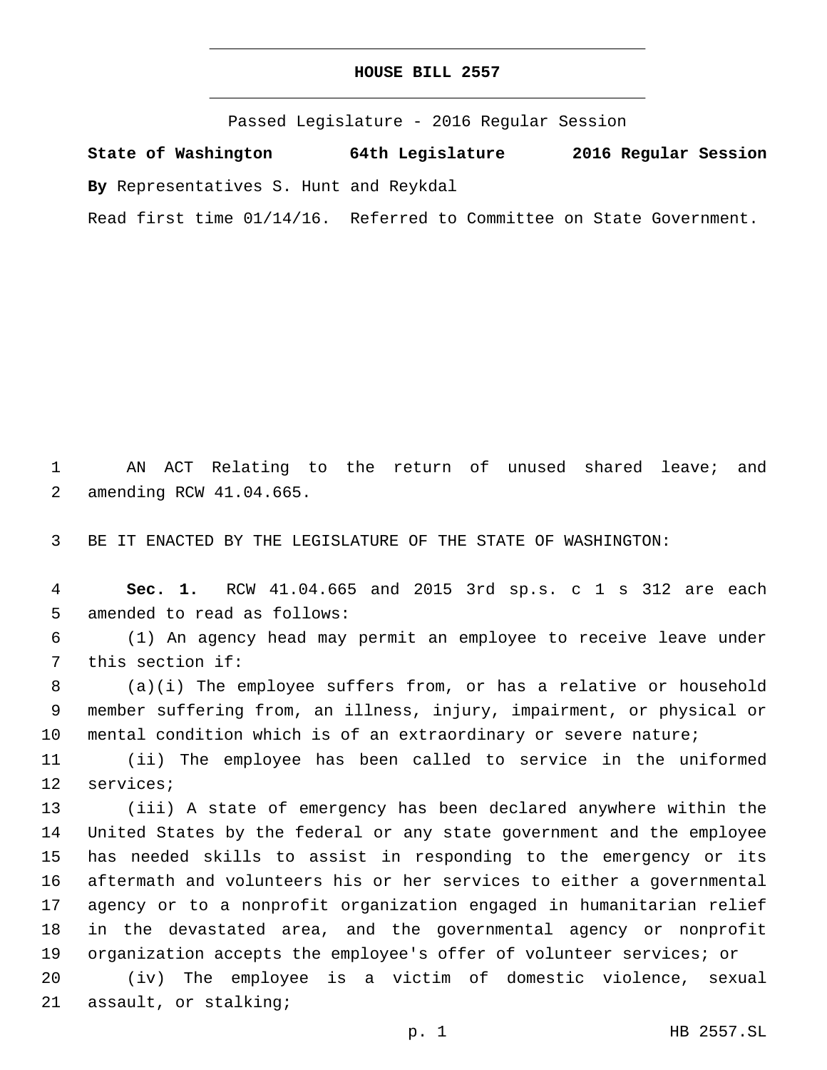# HOUSE BILL 2557

Passed Legislature - 2016 Regular Session

**State of Washington 64th Legislature 2016 Regular Session**

**By** Representatives S. Hunt and Reykdal

Read first time 01/14/16. Referred to Committee on State Government.

AN ACT Relating to the return of unused shared leave; and amending RCW 41.04.665.

BE IT ENACTED BY THE LEGISLATURE OF THE STATE OF WASHINGTON:

**Sec. 1.** RCW 41.04.665 and 2015 3rd sp.s. c 1 s 312 are each amended to read as follows:

(1) An agency head may permit an employee to receive leave under this section if:

(a)(i) The employee suffers from, or has a relative or household member suffering from, an illness, injury, impairment, or physical or mental condition which is of an extraordinary or severe nature;

(ii) The employee has been called to service in the uniformed services;

(iii) A state of emergency has been declared anywhere within the United States by the federal or any state government and the employee has needed skills to assist in responding to the emergency or its aftermath and volunteers his or her services to either a governmental agency or to a nonprofit organization engaged in humanitarian relief in the devastated area, and the governmental agency or nonprofit organization accepts the employee's offer of volunteer services; or

(iv) The employee is a victim of domestic violence, sexual assault, or stalking;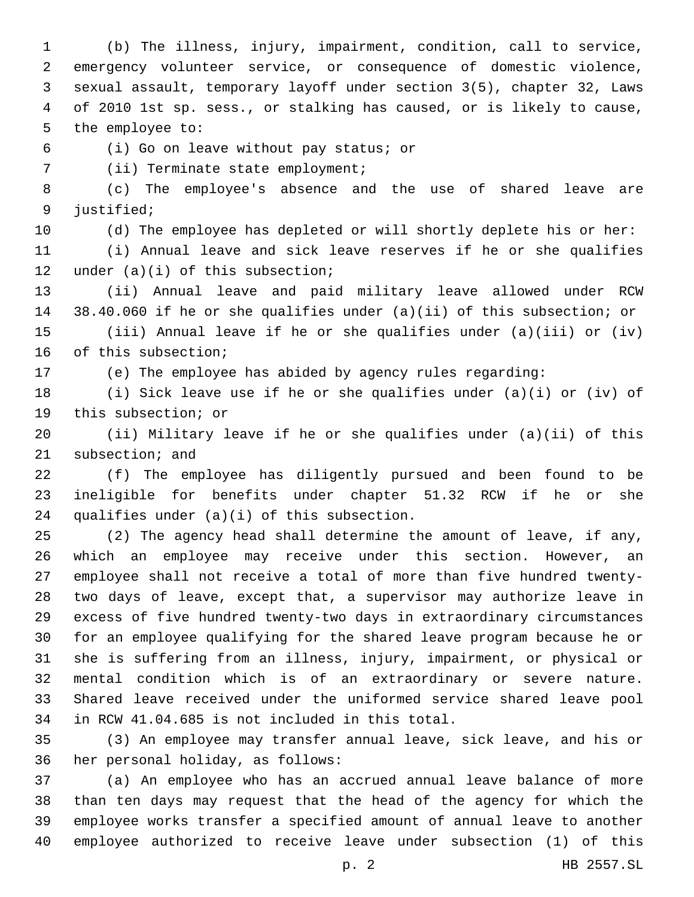(b) The illness, injury, impairment, condition, call to service, emergency volunteer service, or consequence of domestic violence, sexual assault, temporary layoff under section 3(5), chapter 32, Laws of 2010 1st sp. sess., or stalking has caused, or is likely to cause, the employee to:

(i) Go on leave without pay status; or

(ii) Terminate state employment;

(c) The employee's absence and the use of shared leave are justified;

(d) The employee has depleted or will shortly deplete his or her:

(i) Annual leave and sick leave reserves if he or she qualifies under (a)(i) of this subsection;

(ii) Annual leave and paid military leave allowed under RCW 38.40.060 if he or she qualifies under (a)(ii) of this subsection; or

(iii) Annual leave if he or she qualifies under (a)(iii) or (iv) of this subsection;

(e) The employee has abided by agency rules regarding:

(i) Sick leave use if he or she qualifies under (a)(i) or (iv) of this subsection; or

(ii) Military leave if he or she qualifies under (a)(ii) of this subsection; and

(f) The employee has diligently pursued and been found to be ineligible for benefits under chapter 51.32 RCW if he or she qualifies under (a)(i) of this subsection.

(2) The agency head shall determine the amount of leave, if any, which an employee may receive under this section. However, an employee shall not receive a total of more than five hundred twenty-two days of leave, except that, a supervisor may authorize leave in excess of five hundred twenty-two days in extraordinary circumstances for an employee qualifying for the shared leave program because he or she is suffering from an illness, injury, impairment, or physical or mental condition which is of an extraordinary or severe nature. Shared leave received under the uniformed service shared leave pool in RCW 41.04.685 is not included in this total.

(3) An employee may transfer annual leave, sick leave, and his or her personal holiday, as follows:

(a) An employee who has an accrued annual leave balance of more than ten days may request that the head of the agency for which the employee works transfer a specified amount of annual leave to another employee authorized to receive leave under subsection (1) of this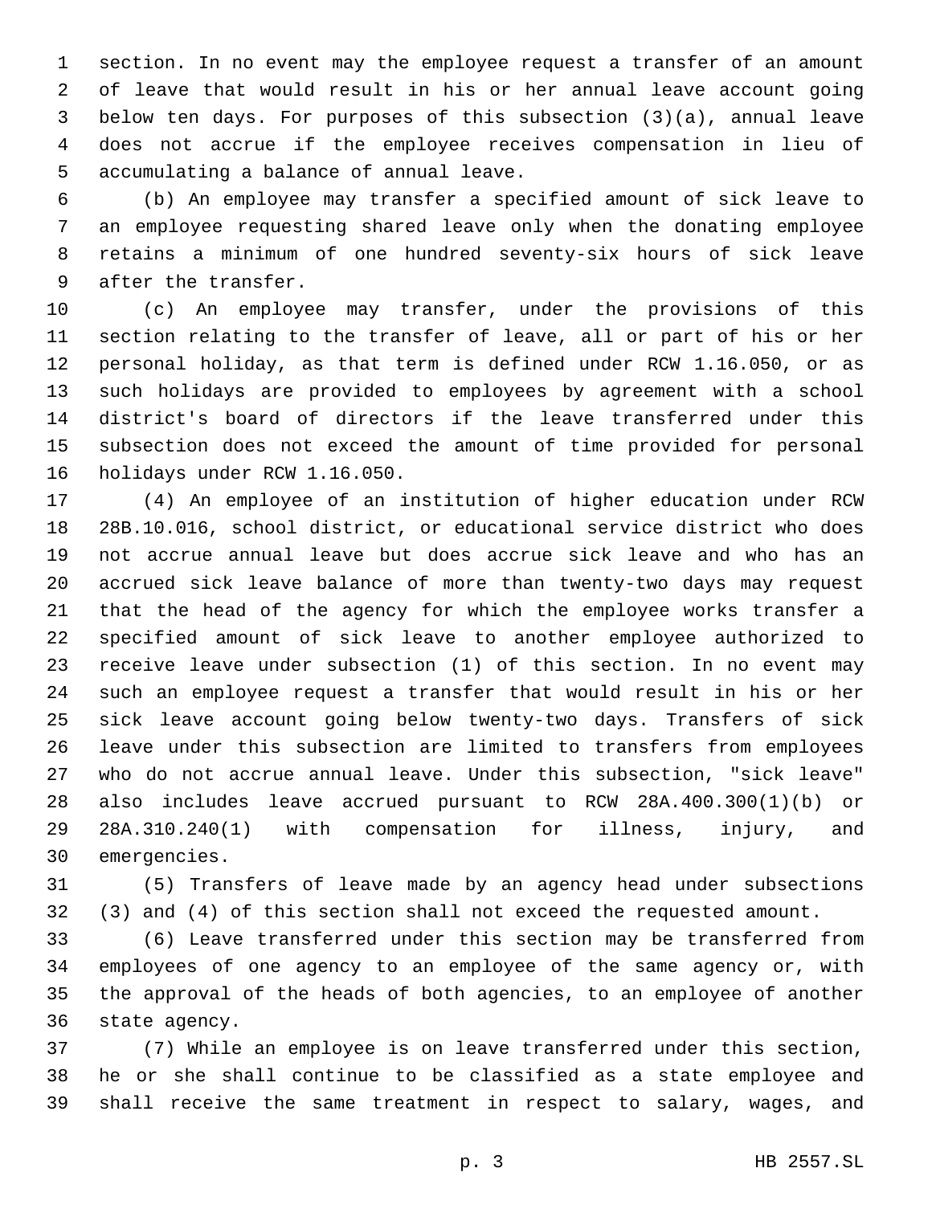section. In no event may the employee request a transfer of an amount of leave that would result in his or her annual leave account going below ten days. For purposes of this subsection (3)(a), annual leave does not accrue if the employee receives compensation in lieu of accumulating a balance of annual leave.

(b) An employee may transfer a specified amount of sick leave to an employee requesting shared leave only when the donating employee retains a minimum of one hundred seventy-six hours of sick leave after the transfer.

(c) An employee may transfer, under the provisions of this section relating to the transfer of leave, all or part of his or her personal holiday, as that term is defined under RCW 1.16.050, or as such holidays are provided to employees by agreement with a school district's board of directors if the leave transferred under this subsection does not exceed the amount of time provided for personal holidays under RCW 1.16.050.

(4) An employee of an institution of higher education under RCW 28B.10.016, school district, or educational service district who does not accrue annual leave but does accrue sick leave and who has an accrued sick leave balance of more than twenty-two days may request that the head of the agency for which the employee works transfer a specified amount of sick leave to another employee authorized to receive leave under subsection (1) of this section. In no event may such an employee request a transfer that would result in his or her sick leave account going below twenty-two days. Transfers of sick leave under this subsection are limited to transfers from employees who do not accrue annual leave. Under this subsection, "sick leave" also includes leave accrued pursuant to RCW 28A.400.300(1)(b) or 28A.310.240(1) with compensation for illness, injury, and emergencies.

(5) Transfers of leave made by an agency head under subsections (3) and (4) of this section shall not exceed the requested amount.

(6) Leave transferred under this section may be transferred from employees of one agency to an employee of the same agency or, with the approval of the heads of both agencies, to an employee of another state agency.

(7) While an employee is on leave transferred under this section, he or she shall continue to be classified as a state employee and shall receive the same treatment in respect to salary, wages, and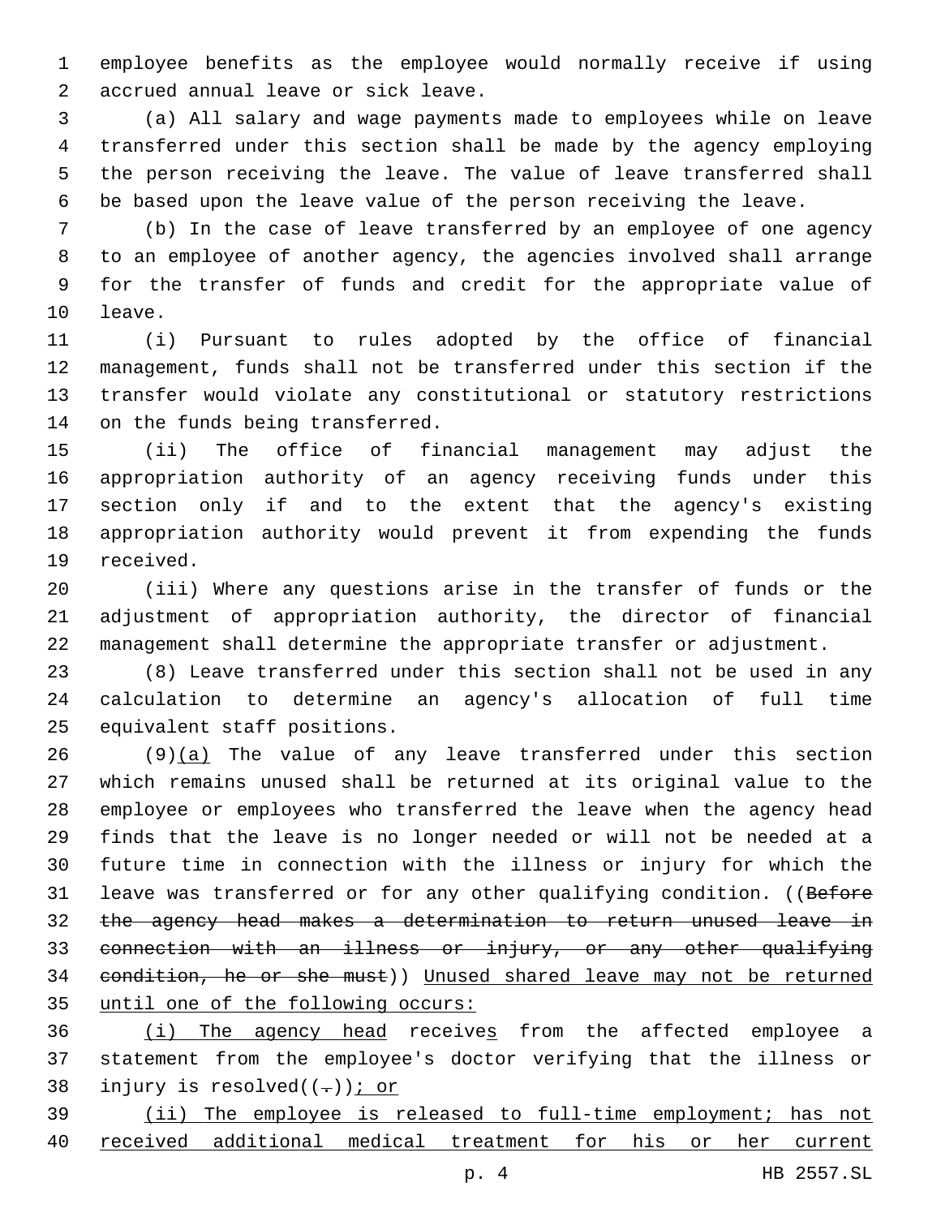employee benefits as the employee would normally receive if using accrued annual leave or sick leave.

(a) All salary and wage payments made to employees while on leave transferred under this section shall be made by the agency employing the person receiving the leave. The value of leave transferred shall be based upon the leave value of the person receiving the leave.

(b) In the case of leave transferred by an employee of one agency to an employee of another agency, the agencies involved shall arrange for the transfer of funds and credit for the appropriate value of leave.

(i) Pursuant to rules adopted by the office of financial management, funds shall not be transferred under this section if the transfer would violate any constitutional or statutory restrictions on the funds being transferred.

(ii) The office of financial management may adjust the appropriation authority of an agency receiving funds under this section only if and to the extent that the agency's existing appropriation authority would prevent it from expending the funds received.

(iii) Where any questions arise in the transfer of funds or the adjustment of appropriation authority, the director of financial management shall determine the appropriate transfer or adjustment.

(8) Leave transferred under this section shall not be used in any calculation to determine an agency's allocation of full time equivalent staff positions.

(9)<u>(a)</u> The value of any leave transferred under this section which remains unused shall be returned at its original value to the employee or employees who transferred the leave when the agency head finds that the leave is no longer needed or will not be needed at a future time in connection with the illness or injury for which the leave was transferred or for any other qualifying condition. ((~~Before the agency head makes a determination to return unused leave in connection with an illness or injury, or any other qualifying condition, he or she must~~)) <u>Unused shared leave may not be returned until one of the following occurs:</u>

<u>(i) The agency head</u> receive<u>s</u> from the affected employee a statement from the employee's doctor verifying that the illness or injury is resolved((~~.~~))<u>; or</u>

<u>(ii) The employee is released to full-time employment; has not received additional medical treatment for his or her current</u>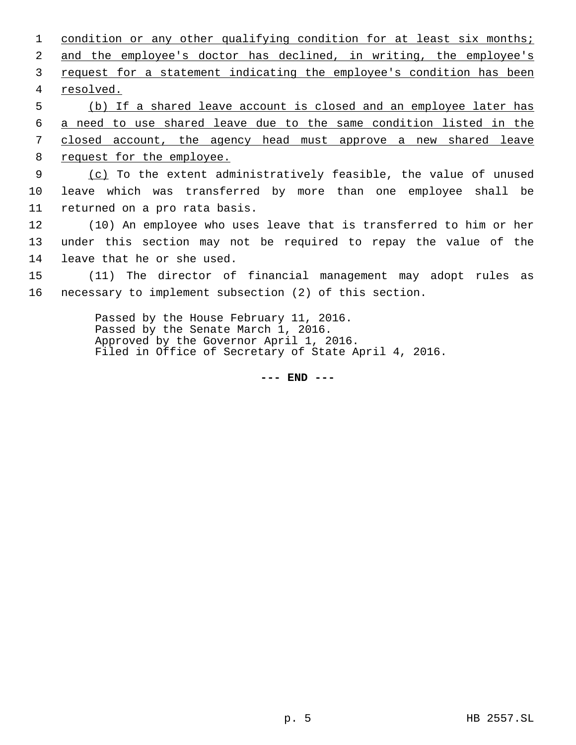condition or any other qualifying condition for at least six months; and the employee's doctor has declined, in writing, the employee's request for a statement indicating the employee's condition has been resolved.

(b) If a shared leave account is closed and an employee later has a need to use shared leave due to the same condition listed in the closed account, the agency head must approve a new shared leave request for the employee.

(c) To the extent administratively feasible, the value of unused leave which was transferred by more than one employee shall be returned on a pro rata basis.

(10) An employee who uses leave that is transferred to him or her under this section may not be required to repay the value of the leave that he or she used.

(11) The director of financial management may adopt rules as necessary to implement subsection (2) of this section.

Passed by the House February 11, 2016.
Passed by the Senate March 1, 2016.
Approved by the Governor April 1, 2016.
Filed in Office of Secretary of State April 4, 2016.

**--- END ---**